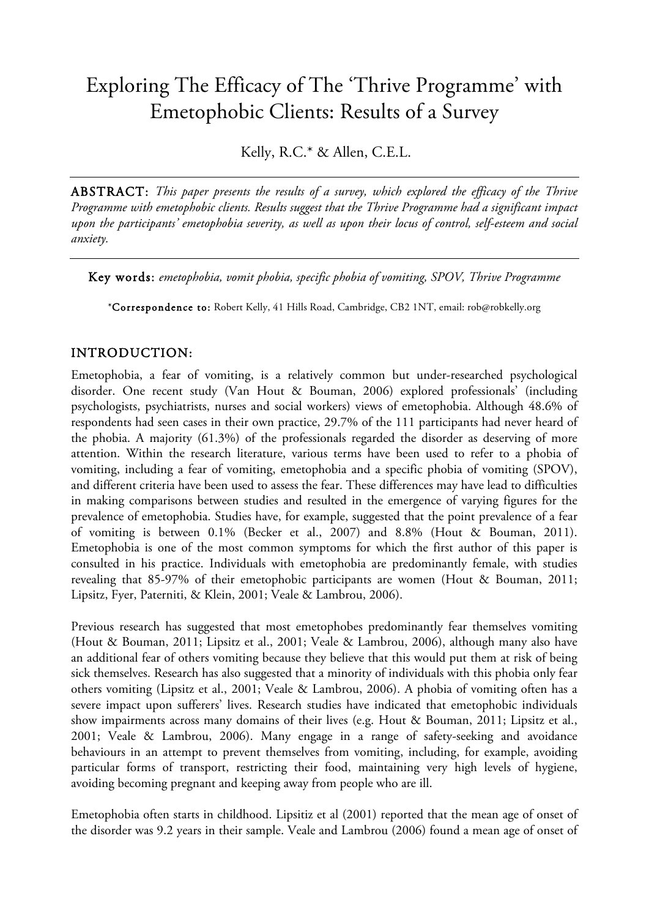# Exploring The Efficacy of The 'Thrive Programme' with Emetophobic Clients: Results of a Survey

Kelly, R.C.* & Allen, C.E.L.

**ABSTRACT:** *This paper presents the results of a survey, which explored the efficacy of the Thrive Programme with emetophobic clients. Results suggest that the Thrive Programme had a significant impact upon the participants' emetophobia severity, as well as upon their locus of control, self-esteem and social anxiety.*

**Key words:** *emetophobia, vomit phobia, specific phobia of vomiting, SPOV, Thrive Programme*

***Correspondence to:** Robert Kelly, 41 Hills Road, Cambridge, CB2 1NT, email: rob@robkelly.org

## INTRODUCTION:

Emetophobia, a fear of vomiting, is a relatively common but under-researched psychological disorder. One recent study (Van Hout & Bouman, 2006) explored professionals' (including psychologists, psychiatrists, nurses and social workers) views of emetophobia. Although 48.6% of respondents had seen cases in their own practice, 29.7% of the 111 participants had never heard of the phobia. A majority (61.3%) of the professionals regarded the disorder as deserving of more attention. Within the research literature, various terms have been used to refer to a phobia of vomiting, including a fear of vomiting, emetophobia and a specific phobia of vomiting (SPOV), and different criteria have been used to assess the fear. These differences may have lead to difficulties in making comparisons between studies and resulted in the emergence of varying figures for the prevalence of emetophobia. Studies have, for example, suggested that the point prevalence of a fear of vomiting is between 0.1% (Becker et al., 2007) and 8.8% (Hout & Bouman, 2011). Emetophobia is one of the most common symptoms for which the first author of this paper is consulted in his practice. Individuals with emetophobia are predominantly female, with studies revealing that 85-97% of their emetophobic participants are women (Hout & Bouman, 2011; Lipsitz, Fyer, Paterniti, & Klein, 2001; Veale & Lambrou, 2006).

Previous research has suggested that most emetophobes predominantly fear themselves vomiting (Hout & Bouman, 2011; Lipsitz et al., 2001; Veale & Lambrou, 2006), although many also have an additional fear of others vomiting because they believe that this would put them at risk of being sick themselves. Research has also suggested that a minority of individuals with this phobia only fear others vomiting (Lipsitz et al., 2001; Veale & Lambrou, 2006). A phobia of vomiting often has a severe impact upon sufferers' lives. Research studies have indicated that emetophobic individuals show impairments across many domains of their lives (e.g. Hout & Bouman, 2011; Lipsitz et al., 2001; Veale & Lambrou, 2006). Many engage in a range of safety-seeking and avoidance behaviours in an attempt to prevent themselves from vomiting, including, for example, avoiding particular forms of transport, restricting their food, maintaining very high levels of hygiene, avoiding becoming pregnant and keeping away from people who are ill.

Emetophobia often starts in childhood. Lipsitiz et al (2001) reported that the mean age of onset of the disorder was 9.2 years in their sample. Veale and Lambrou (2006) found a mean age of onset of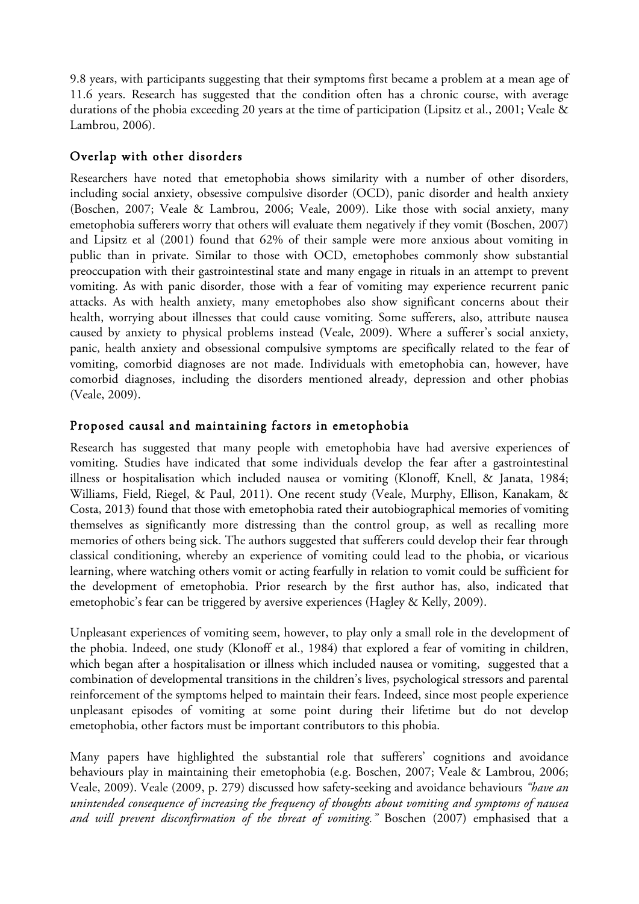9.8 years, with participants suggesting that their symptoms first became a problem at a mean age of 11.6 years. Research has suggested that the condition often has a chronic course, with average durations of the phobia exceeding 20 years at the time of participation (Lipsitz et al., 2001; Veale & Lambrou, 2006).

## Overlap with other disorders

Researchers have noted that emetophobia shows similarity with a number of other disorders, including social anxiety, obsessive compulsive disorder (OCD), panic disorder and health anxiety (Boschen, 2007; Veale & Lambrou, 2006; Veale, 2009). Like those with social anxiety, many emetophobia sufferers worry that others will evaluate them negatively if they vomit (Boschen, 2007) and Lipsitz et al (2001) found that 62% of their sample were more anxious about vomiting in public than in private. Similar to those with OCD, emetophobes commonly show substantial preoccupation with their gastrointestinal state and many engage in rituals in an attempt to prevent vomiting. As with panic disorder, those with a fear of vomiting may experience recurrent panic attacks. As with health anxiety, many emetophobes also show significant concerns about their health, worrying about illnesses that could cause vomiting. Some sufferers, also, attribute nausea caused by anxiety to physical problems instead (Veale, 2009). Where a sufferer's social anxiety, panic, health anxiety and obsessional compulsive symptoms are specifically related to the fear of vomiting, comorbid diagnoses are not made. Individuals with emetophobia can, however, have comorbid diagnoses, including the disorders mentioned already, depression and other phobias (Veale, 2009).

## Proposed causal and maintaining factors in emetophobia

Research has suggested that many people with emetophobia have had aversive experiences of vomiting. Studies have indicated that some individuals develop the fear after a gastrointestinal illness or hospitalisation which included nausea or vomiting (Klonoff, Knell, & Janata, 1984; Williams, Field, Riegel, & Paul, 2011). One recent study (Veale, Murphy, Ellison, Kanakam, & Costa, 2013) found that those with emetophobia rated their autobiographical memories of vomiting themselves as significantly more distressing than the control group, as well as recalling more memories of others being sick. The authors suggested that sufferers could develop their fear through classical conditioning, whereby an experience of vomiting could lead to the phobia, or vicarious learning, where watching others vomit or acting fearfully in relation to vomit could be sufficient for the development of emetophobia. Prior research by the first author has, also, indicated that emetophobic's fear can be triggered by aversive experiences (Hagley & Kelly, 2009).

Unpleasant experiences of vomiting seem, however, to play only a small role in the development of the phobia. Indeed, one study (Klonoff et al., 1984) that explored a fear of vomiting in children, which began after a hospitalisation or illness which included nausea or vomiting, suggested that a combination of developmental transitions in the children's lives, psychological stressors and parental reinforcement of the symptoms helped to maintain their fears. Indeed, since most people experience unpleasant episodes of vomiting at some point during their lifetime but do not develop emetophobia, other factors must be important contributors to this phobia.

Many papers have highlighted the substantial role that sufferers' cognitions and avoidance behaviours play in maintaining their emetophobia (e.g. Boschen, 2007; Veale & Lambrou, 2006; Veale, 2009). Veale (2009, p. 279) discussed how safety-seeking and avoidance behaviours *"have an unintended consequence of increasing the frequency of thoughts about vomiting and symptoms of nausea and will prevent disconfirmation of the threat of vomiting."* Boschen (2007) emphasised that a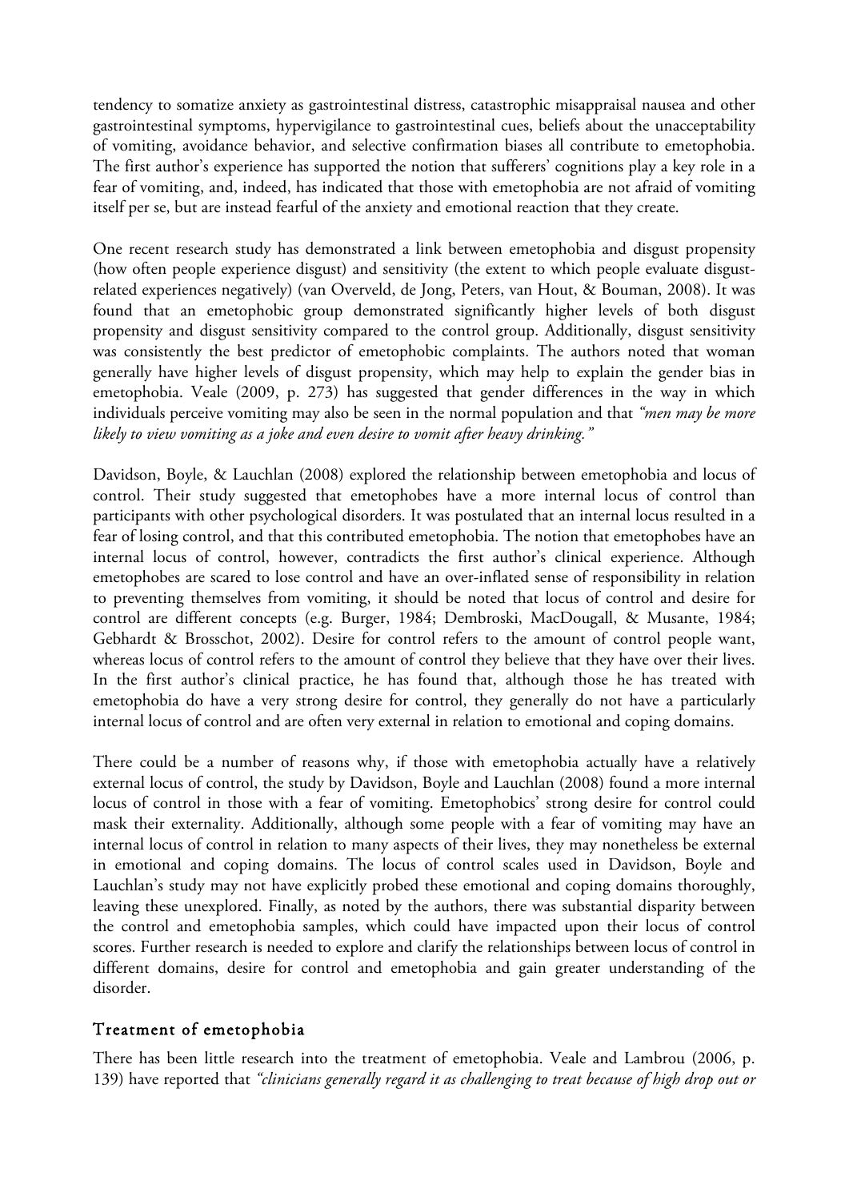tendency to somatize anxiety as gastrointestinal distress, catastrophic misappraisal nausea and other gastrointestinal symptoms, hypervigilance to gastrointestinal cues, beliefs about the unacceptability of vomiting, avoidance behavior, and selective confirmation biases all contribute to emetophobia. The first author's experience has supported the notion that sufferers' cognitions play a key role in a fear of vomiting, and, indeed, has indicated that those with emetophobia are not afraid of vomiting itself per se, but are instead fearful of the anxiety and emotional reaction that they create.

One recent research study has demonstrated a link between emetophobia and disgust propensity (how often people experience disgust) and sensitivity (the extent to which people evaluate disgust-related experiences negatively) (van Overveld, de Jong, Peters, van Hout, & Bouman, 2008). It was found that an emetophobic group demonstrated significantly higher levels of both disgust propensity and disgust sensitivity compared to the control group. Additionally, disgust sensitivity was consistently the best predictor of emetophobic complaints. The authors noted that woman generally have higher levels of disgust propensity, which may help to explain the gender bias in emetophobia. Veale (2009, p. 273) has suggested that gender differences in the way in which individuals perceive vomiting may also be seen in the normal population and that *"men may be more likely to view vomiting as a joke and even desire to vomit after heavy drinking."*

Davidson, Boyle, & Lauchlan (2008) explored the relationship between emetophobia and locus of control. Their study suggested that emetophobes have a more internal locus of control than participants with other psychological disorders. It was postulated that an internal locus resulted in a fear of losing control, and that this contributed emetophobia. The notion that emetophobes have an internal locus of control, however, contradicts the first author's clinical experience. Although emetophobes are scared to lose control and have an over-inflated sense of responsibility in relation to preventing themselves from vomiting, it should be noted that locus of control and desire for control are different concepts (e.g. Burger, 1984; Dembroski, MacDougall, & Musante, 1984; Gebhardt & Brosschot, 2002). Desire for control refers to the amount of control people want, whereas locus of control refers to the amount of control they believe that they have over their lives. In the first author's clinical practice, he has found that, although those he has treated with emetophobia do have a very strong desire for control, they generally do not have a particularly internal locus of control and are often very external in relation to emotional and coping domains.

There could be a number of reasons why, if those with emetophobia actually have a relatively external locus of control, the study by Davidson, Boyle and Lauchlan (2008) found a more internal locus of control in those with a fear of vomiting. Emetophobics' strong desire for control could mask their externality. Additionally, although some people with a fear of vomiting may have an internal locus of control in relation to many aspects of their lives, they may nonetheless be external in emotional and coping domains. The locus of control scales used in Davidson, Boyle and Lauchlan's study may not have explicitly probed these emotional and coping domains thoroughly, leaving these unexplored. Finally, as noted by the authors, there was substantial disparity between the control and emetophobia samples, which could have impacted upon their locus of control scores. Further research is needed to explore and clarify the relationships between locus of control in different domains, desire for control and emetophobia and gain greater understanding of the disorder.

## Treatment of emetophobia

There has been little research into the treatment of emetophobia. Veale and Lambrou (2006, p. 139) have reported that *"clinicians generally regard it as challenging to treat because of high drop out or*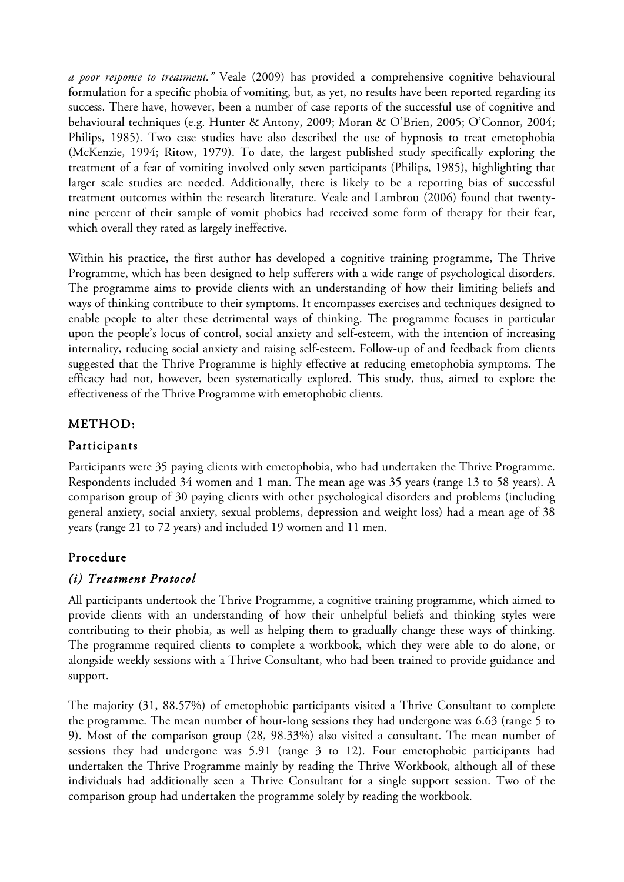*a poor response to treatment."* Veale (2009) has provided a comprehensive cognitive behavioural formulation for a specific phobia of vomiting, but, as yet, no results have been reported regarding its success. There have, however, been a number of case reports of the successful use of cognitive and behavioural techniques (e.g. Hunter & Antony, 2009; Moran & O'Brien, 2005; O'Connor, 2004; Philips, 1985). Two case studies have also described the use of hypnosis to treat emetophobia (McKenzie, 1994; Ritow, 1979). To date, the largest published study specifically exploring the treatment of a fear of vomiting involved only seven participants (Philips, 1985), highlighting that larger scale studies are needed. Additionally, there is likely to be a reporting bias of successful treatment outcomes within the research literature. Veale and Lambrou (2006) found that twenty-nine percent of their sample of vomit phobics had received some form of therapy for their fear, which overall they rated as largely ineffective.

Within his practice, the first author has developed a cognitive training programme, The Thrive Programme, which has been designed to help sufferers with a wide range of psychological disorders. The programme aims to provide clients with an understanding of how their limiting beliefs and ways of thinking contribute to their symptoms. It encompasses exercises and techniques designed to enable people to alter these detrimental ways of thinking. The programme focuses in particular upon the people's locus of control, social anxiety and self-esteem, with the intention of increasing internality, reducing social anxiety and raising self-esteem. Follow-up of and feedback from clients suggested that the Thrive Programme is highly effective at reducing emetophobia symptoms. The efficacy had not, however, been systematically explored. This study, thus, aimed to explore the effectiveness of the Thrive Programme with emetophobic clients.

## METHOD:

### Participants

Participants were 35 paying clients with emetophobia, who had undertaken the Thrive Programme. Respondents included 34 women and 1 man. The mean age was 35 years (range 13 to 58 years). A comparison group of 30 paying clients with other psychological disorders and problems (including general anxiety, social anxiety, sexual problems, depression and weight loss) had a mean age of 38 years (range 21 to 72 years) and included 19 women and 11 men.

### Procedure

#### *(i) Treatment Protocol*

All participants undertook the Thrive Programme, a cognitive training programme, which aimed to provide clients with an understanding of how their unhelpful beliefs and thinking styles were contributing to their phobia, as well as helping them to gradually change these ways of thinking. The programme required clients to complete a workbook, which they were able to do alone, or alongside weekly sessions with a Thrive Consultant, who had been trained to provide guidance and support.

The majority (31, 88.57%) of emetophobic participants visited a Thrive Consultant to complete the programme. The mean number of hour-long sessions they had undergone was 6.63 (range 5 to 9). Most of the comparison group (28, 98.33%) also visited a consultant. The mean number of sessions they had undergone was 5.91 (range 3 to 12). Four emetophobic participants had undertaken the Thrive Programme mainly by reading the Thrive Workbook, although all of these individuals had additionally seen a Thrive Consultant for a single support session. Two of the comparison group had undertaken the programme solely by reading the workbook.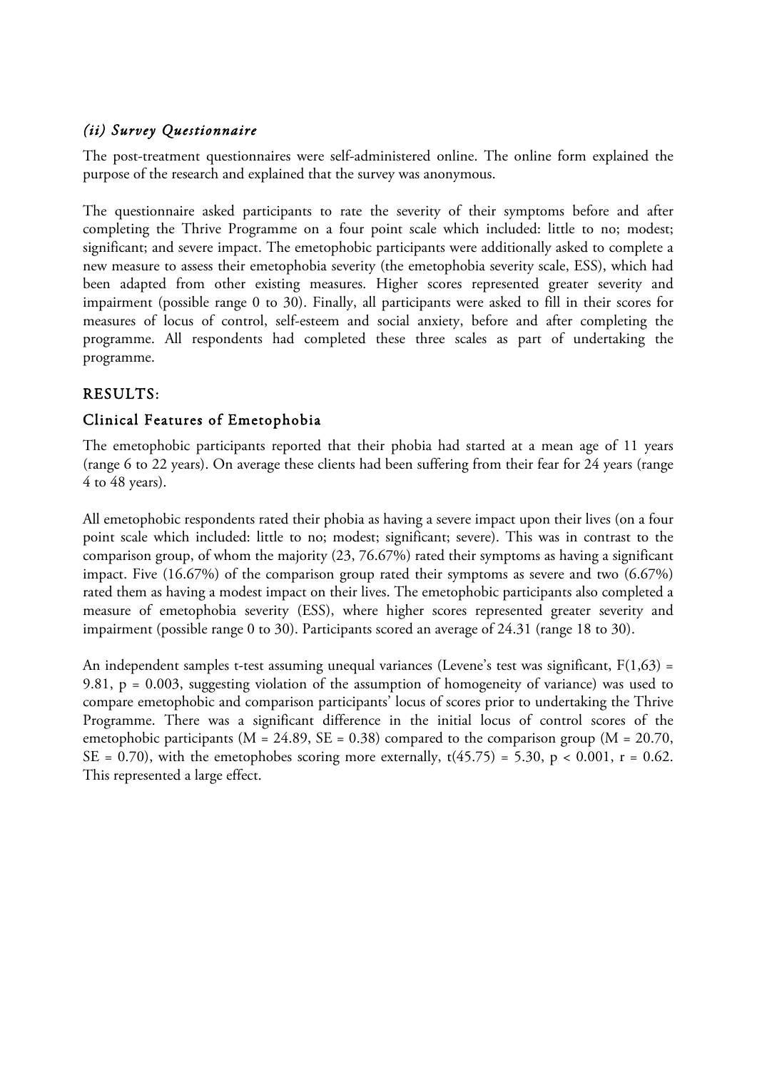### *(ii) Survey Questionnaire*

The post-treatment questionnaires were self-administered online. The online form explained the purpose of the research and explained that the survey was anonymous.

The questionnaire asked participants to rate the severity of their symptoms before and after completing the Thrive Programme on a four point scale which included: little to no; modest; significant; and severe impact. The emetophobic participants were additionally asked to complete a new measure to assess their emetophobia severity (the emetophobia severity scale, ESS), which had been adapted from other existing measures. Higher scores represented greater severity and impairment (possible range 0 to 30). Finally, all participants were asked to fill in their scores for measures of locus of control, self-esteem and social anxiety, before and after completing the programme. All respondents had completed these three scales as part of undertaking the programme.

## RESULTS:

### Clinical Features of Emetophobia

The emetophobic participants reported that their phobia had started at a mean age of 11 years (range 6 to 22 years). On average these clients had been suffering from their fear for 24 years (range 4 to 48 years).

All emetophobic respondents rated their phobia as having a severe impact upon their lives (on a four point scale which included: little to no; modest; significant; severe). This was in contrast to the comparison group, of whom the majority (23, 76.67%) rated their symptoms as having a significant impact. Five (16.67%) of the comparison group rated their symptoms as severe and two (6.67%) rated them as having a modest impact on their lives. The emetophobic participants also completed a measure of emetophobia severity (ESS), where higher scores represented greater severity and impairment (possible range 0 to 30). Participants scored an average of 24.31 (range 18 to 30).

An independent samples t-test assuming unequal variances (Levene's test was significant, $F(1,63) = 9.81$, $p = 0.003$, suggesting violation of the assumption of homogeneity of variance) was used to compare emetophobic and comparison participants' locus of scores prior to undertaking the Thrive Programme. There was a significant difference in the initial locus of control scores of the emetophobic participants ($M = 24.89$, $SE = 0.38$) compared to the comparison group ($M = 20.70$, $SE = 0.70$), with the emetophobes scoring more externally, $t(45.75) = 5.30$, $p < 0.001$, $r = 0.62$. This represented a large effect.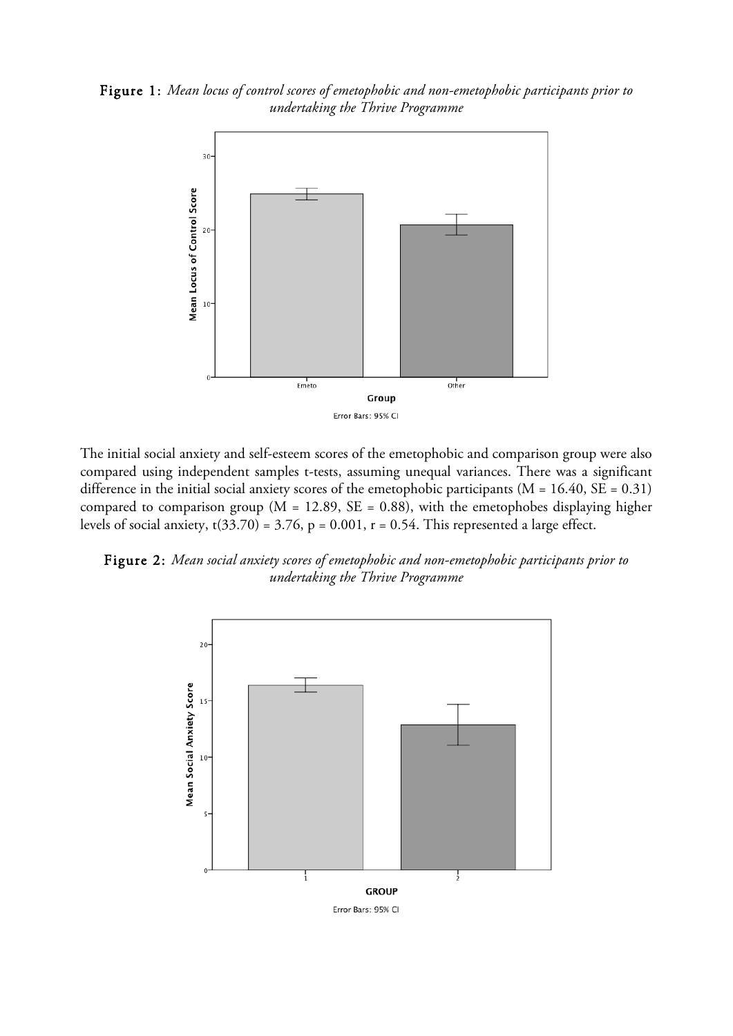**Figure 1:** *Mean locus of control scores of emetophobic and non-emetophobic participants prior to undertaking the Thrive Programme*

The initial social anxiety and self-esteem scores of the emetophobic and comparison group were also compared using independent samples t-tests, assuming unequal variances. There was a significant difference in the initial social anxiety scores of the emetophobic participants ($M = 16.40$, $SE = 0.31$) compared to comparison group ($M = 12.89$, $SE = 0.88$), with the emetophobes displaying higher levels of social anxiety, $t(33.70) = 3.76$, $p = 0.001$, $r = 0.54$. This represented a large effect.

**Figure 2:** *Mean social anxiety scores of emetophobic and non-emetophobic participants prior to undertaking the Thrive Programme*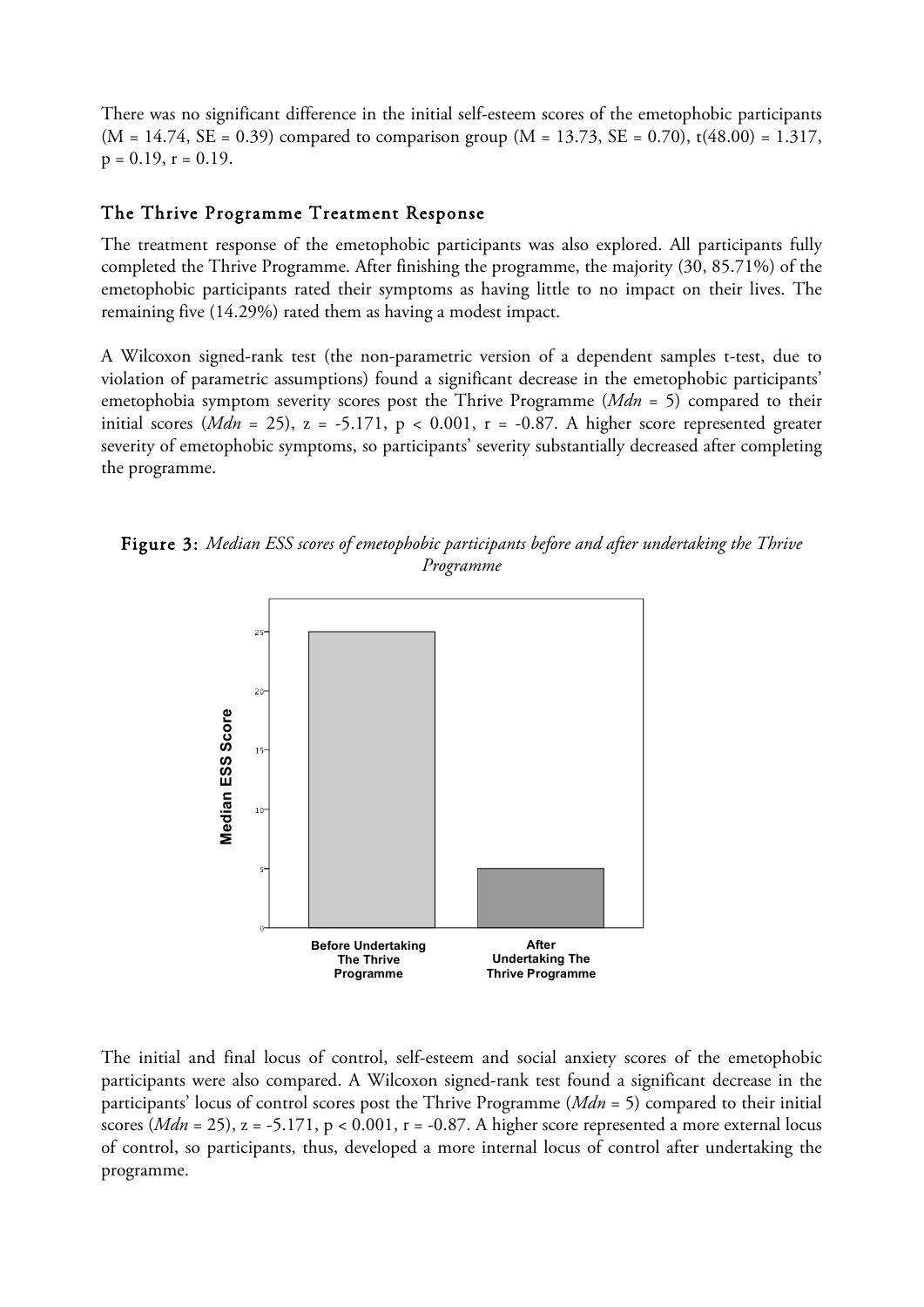There was no significant difference in the initial self-esteem scores of the emetophobic participants ($M = 14.74$, $SE = 0.39$) compared to comparison group ($M = 13.73$, $SE = 0.70$), $t(48.00) = 1.317$, $p = 0.19$, $r = 0.19$.

## The Thrive Programme Treatment Response

The treatment response of the emetophobic participants was also explored. All participants fully completed the Thrive Programme. After finishing the programme, the majority (30, 85.71%) of the emetophobic participants rated their symptoms as having little to no impact on their lives. The remaining five (14.29%) rated them as having a modest impact.

A Wilcoxon signed-rank test (the non-parametric version of a dependent samples t-test, due to violation of parametric assumptions) found a significant decrease in the emetophobic participants' emetophobia symptom severity scores post the Thrive Programme (*Mdn* = 5) compared to their initial scores (*Mdn* = 25), $z = -5.171$, $p < 0.001$, $r = -0.87$. A higher score represented greater severity of emetophobic symptoms, so participants' severity substantially decreased after completing the programme.

**Figure 3:** *Median ESS scores of emetophobic participants before and after undertaking the Thrive Programme*

The initial and final locus of control, self-esteem and social anxiety scores of the emetophobic participants were also compared. A Wilcoxon signed-rank test found a significant decrease in the participants' locus of control scores post the Thrive Programme (*Mdn* = 5) compared to their initial scores (*Mdn* = 25), $z = -5.171$, $p < 0.001$, $r = -0.87$. A higher score represented a more external locus of control, so participants, thus, developed a more internal locus of control after undertaking the programme.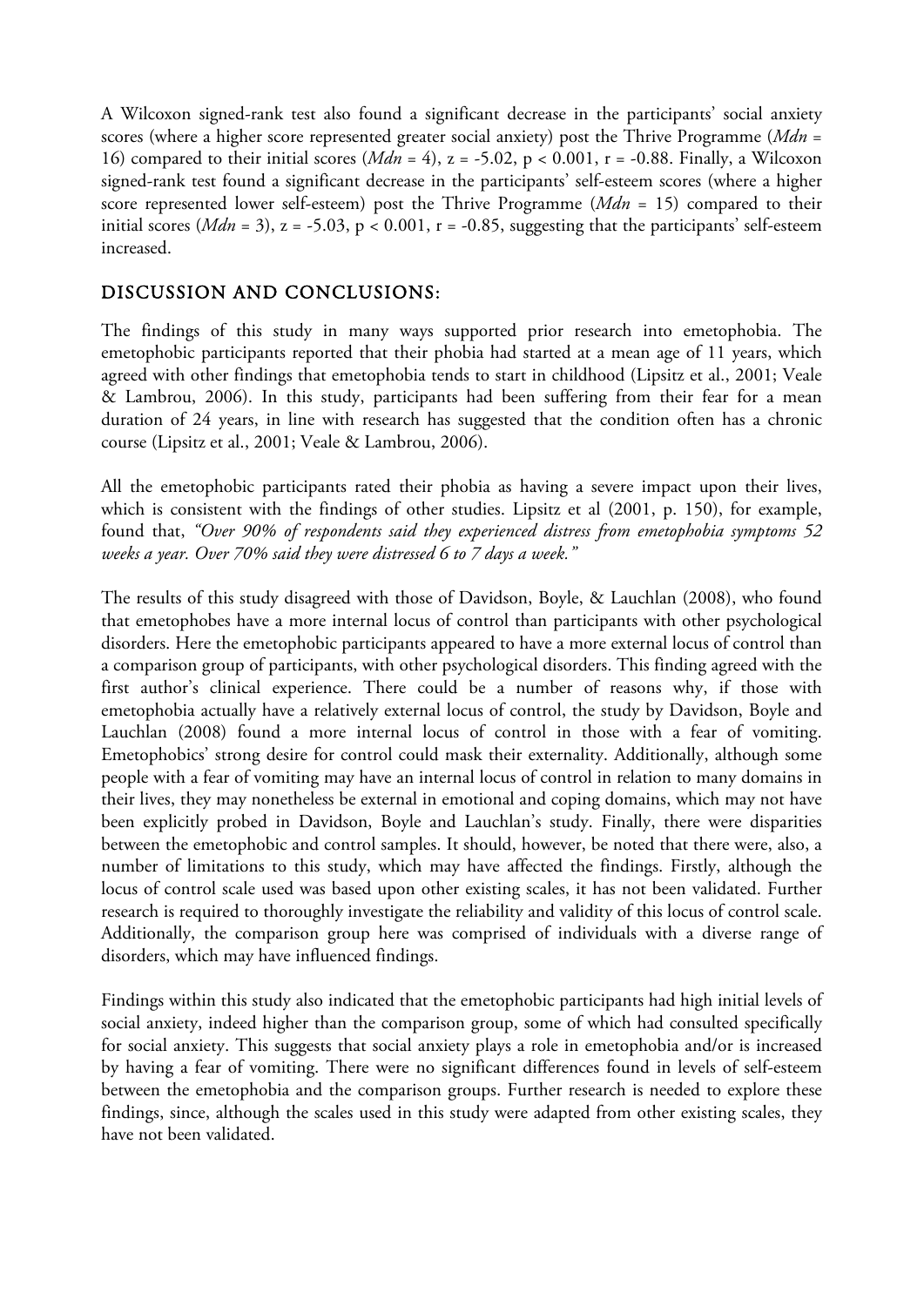A Wilcoxon signed-rank test also found a significant decrease in the participants' social anxiety scores (where a higher score represented greater social anxiety) post the Thrive Programme (*Mdn* = 16) compared to their initial scores (*Mdn* = 4), $z = -5.02$, $p < 0.001$, $r = -0.88$. Finally, a Wilcoxon signed-rank test found a significant decrease in the participants' self-esteem scores (where a higher score represented lower self-esteem) post the Thrive Programme (*Mdn* = 15) compared to their initial scores (*Mdn* = 3), $z = -5.03$, $p < 0.001$, $r = -0.85$, suggesting that the participants' self-esteem increased.

## DISCUSSION AND CONCLUSIONS:

The findings of this study in many ways supported prior research into emetophobia. The emetophobic participants reported that their phobia had started at a mean age of 11 years, which agreed with other findings that emetophobia tends to start in childhood (Lipsitz et al., 2001; Veale & Lambrou, 2006). In this study, participants had been suffering from their fear for a mean duration of 24 years, in line with research has suggested that the condition often has a chronic course (Lipsitz et al., 2001; Veale & Lambrou, 2006).

All the emetophobic participants rated their phobia as having a severe impact upon their lives, which is consistent with the findings of other studies. Lipsitz et al (2001, p. 150), for example, found that, *"Over 90% of respondents said they experienced distress from emetophobia symptoms 52 weeks a year. Over 70% said they were distressed 6 to 7 days a week."*

The results of this study disagreed with those of Davidson, Boyle, & Lauchlan (2008), who found that emetophobes have a more internal locus of control than participants with other psychological disorders. Here the emetophobic participants appeared to have a more external locus of control than a comparison group of participants, with other psychological disorders. This finding agreed with the first author's clinical experience. There could be a number of reasons why, if those with emetophobia actually have a relatively external locus of control, the study by Davidson, Boyle and Lauchlan (2008) found a more internal locus of control in those with a fear of vomiting. Emetophobics' strong desire for control could mask their externality. Additionally, although some people with a fear of vomiting may have an internal locus of control in relation to many domains in their lives, they may nonetheless be external in emotional and coping domains, which may not have been explicitly probed in Davidson, Boyle and Lauchlan's study. Finally, there were disparities between the emetophobic and control samples. It should, however, be noted that there were, also, a number of limitations to this study, which may have affected the findings. Firstly, although the locus of control scale used was based upon other existing scales, it has not been validated. Further research is required to thoroughly investigate the reliability and validity of this locus of control scale. Additionally, the comparison group here was comprised of individuals with a diverse range of disorders, which may have influenced findings.

Findings within this study also indicated that the emetophobic participants had high initial levels of social anxiety, indeed higher than the comparison group, some of which had consulted specifically for social anxiety. This suggests that social anxiety plays a role in emetophobia and/or is increased by having a fear of vomiting. There were no significant differences found in levels of self-esteem between the emetophobia and the comparison groups. Further research is needed to explore these findings, since, although the scales used in this study were adapted from other existing scales, they have not been validated.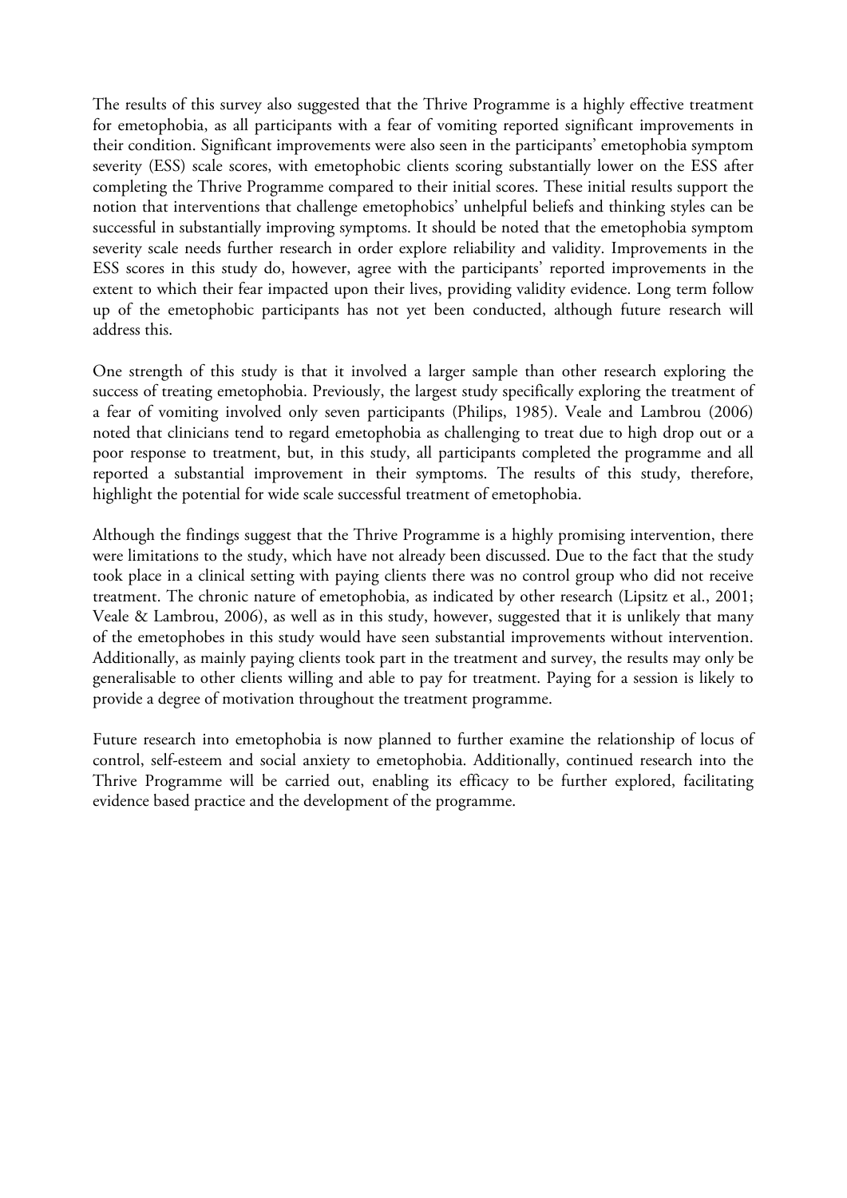The results of this survey also suggested that the Thrive Programme is a highly effective treatment for emetophobia, as all participants with a fear of vomiting reported significant improvements in their condition. Significant improvements were also seen in the participants' emetophobia symptom severity (ESS) scale scores, with emetophobic clients scoring substantially lower on the ESS after completing the Thrive Programme compared to their initial scores. These initial results support the notion that interventions that challenge emetophobics' unhelpful beliefs and thinking styles can be successful in substantially improving symptoms. It should be noted that the emetophobia symptom severity scale needs further research in order explore reliability and validity. Improvements in the ESS scores in this study do, however, agree with the participants' reported improvements in the extent to which their fear impacted upon their lives, providing validity evidence. Long term follow up of the emetophobic participants has not yet been conducted, although future research will address this.

One strength of this study is that it involved a larger sample than other research exploring the success of treating emetophobia. Previously, the largest study specifically exploring the treatment of a fear of vomiting involved only seven participants (Philips, 1985). Veale and Lambrou (2006) noted that clinicians tend to regard emetophobia as challenging to treat due to high drop out or a poor response to treatment, but, in this study, all participants completed the programme and all reported a substantial improvement in their symptoms. The results of this study, therefore, highlight the potential for wide scale successful treatment of emetophobia.

Although the findings suggest that the Thrive Programme is a highly promising intervention, there were limitations to the study, which have not already been discussed. Due to the fact that the study took place in a clinical setting with paying clients there was no control group who did not receive treatment. The chronic nature of emetophobia, as indicated by other research (Lipsitz et al., 2001; Veale & Lambrou, 2006), as well as in this study, however, suggested that it is unlikely that many of the emetophobes in this study would have seen substantial improvements without intervention. Additionally, as mainly paying clients took part in the treatment and survey, the results may only be generalisable to other clients willing and able to pay for treatment. Paying for a session is likely to provide a degree of motivation throughout the treatment programme.

Future research into emetophobia is now planned to further examine the relationship of locus of control, self-esteem and social anxiety to emetophobia. Additionally, continued research into the Thrive Programme will be carried out, enabling its efficacy to be further explored, facilitating evidence based practice and the development of the programme.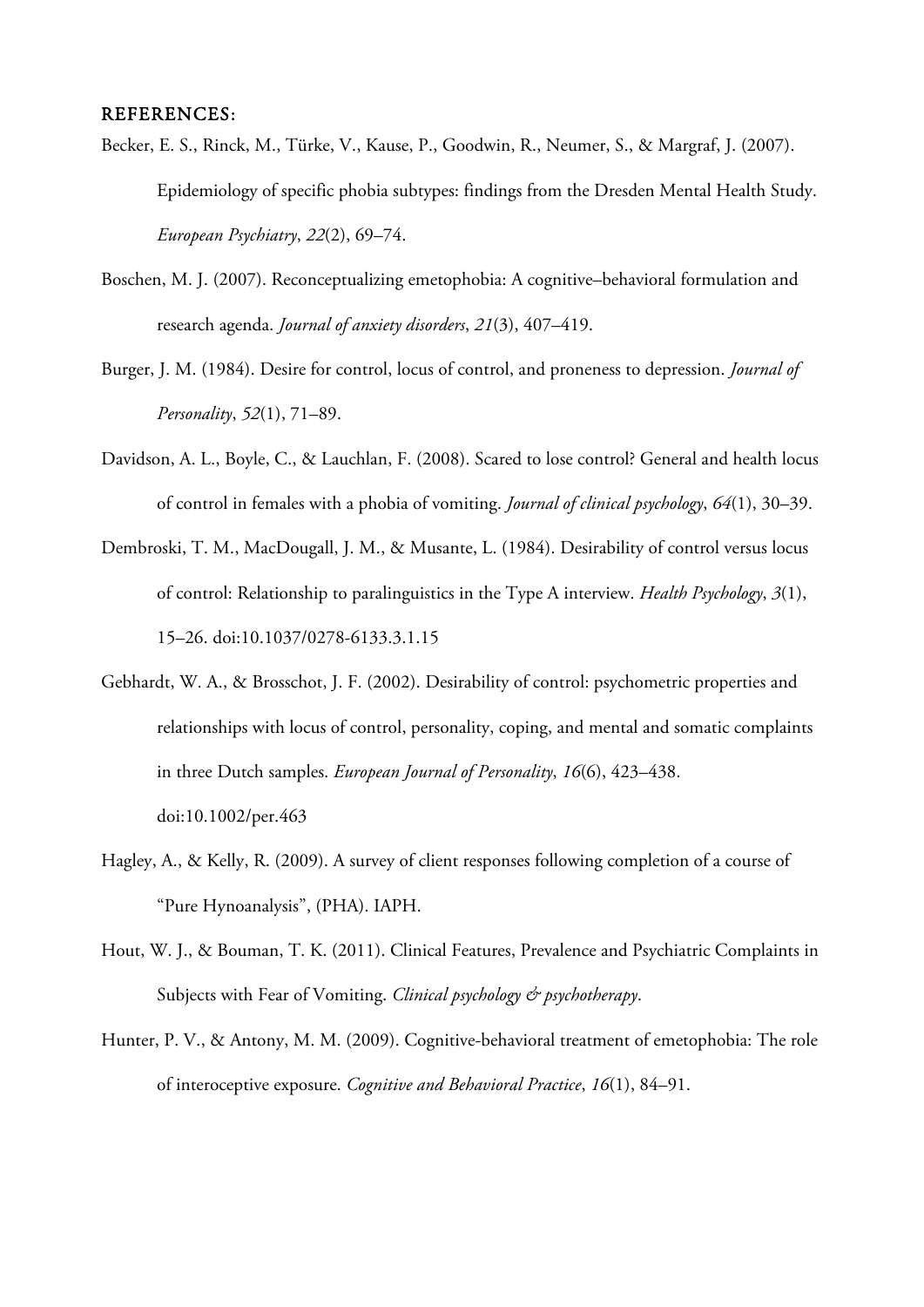# REFERENCES:

Becker, E. S., Rinck, M., Türke, V., Kause, P., Goodwin, R., Neumer, S., & Margraf, J. (2007). Epidemiology of specific phobia subtypes: findings from the Dresden Mental Health Study. *European Psychiatry*, *22*(2), 69–74.

Boschen, M. J. (2007). Reconceptualizing emetophobia: A cognitive–behavioral formulation and research agenda. *Journal of anxiety disorders*, *21*(3), 407–419.

Burger, J. M. (1984). Desire for control, locus of control, and proneness to depression. *Journal of Personality*, *52*(1), 71–89.

Davidson, A. L., Boyle, C., & Lauchlan, F. (2008). Scared to lose control? General and health locus of control in females with a phobia of vomiting. *Journal of clinical psychology*, *64*(1), 30–39.

Dembroski, T. M., MacDougall, J. M., & Musante, L. (1984). Desirability of control versus locus of control: Relationship to paralinguistics in the Type A interview. *Health Psychology*, *3*(1), 15–26. doi:10.1037/0278-6133.3.1.15

Gebhardt, W. A., & Brosschot, J. F. (2002). Desirability of control: psychometric properties and relationships with locus of control, personality, coping, and mental and somatic complaints in three Dutch samples. *European Journal of Personality*, *16*(6), 423–438. doi:10.1002/per.463

Hagley, A., & Kelly, R. (2009). A survey of client responses following completion of a course of "Pure Hynoanalysis", (PHA). IAPH.

Hout, W. J., & Bouman, T. K. (2011). Clinical Features, Prevalence and Psychiatric Complaints in Subjects with Fear of Vomiting. *Clinical psychology & psychotherapy*.

Hunter, P. V., & Antony, M. M. (2009). Cognitive-behavioral treatment of emetophobia: The role of interoceptive exposure. *Cognitive and Behavioral Practice*, *16*(1), 84–91.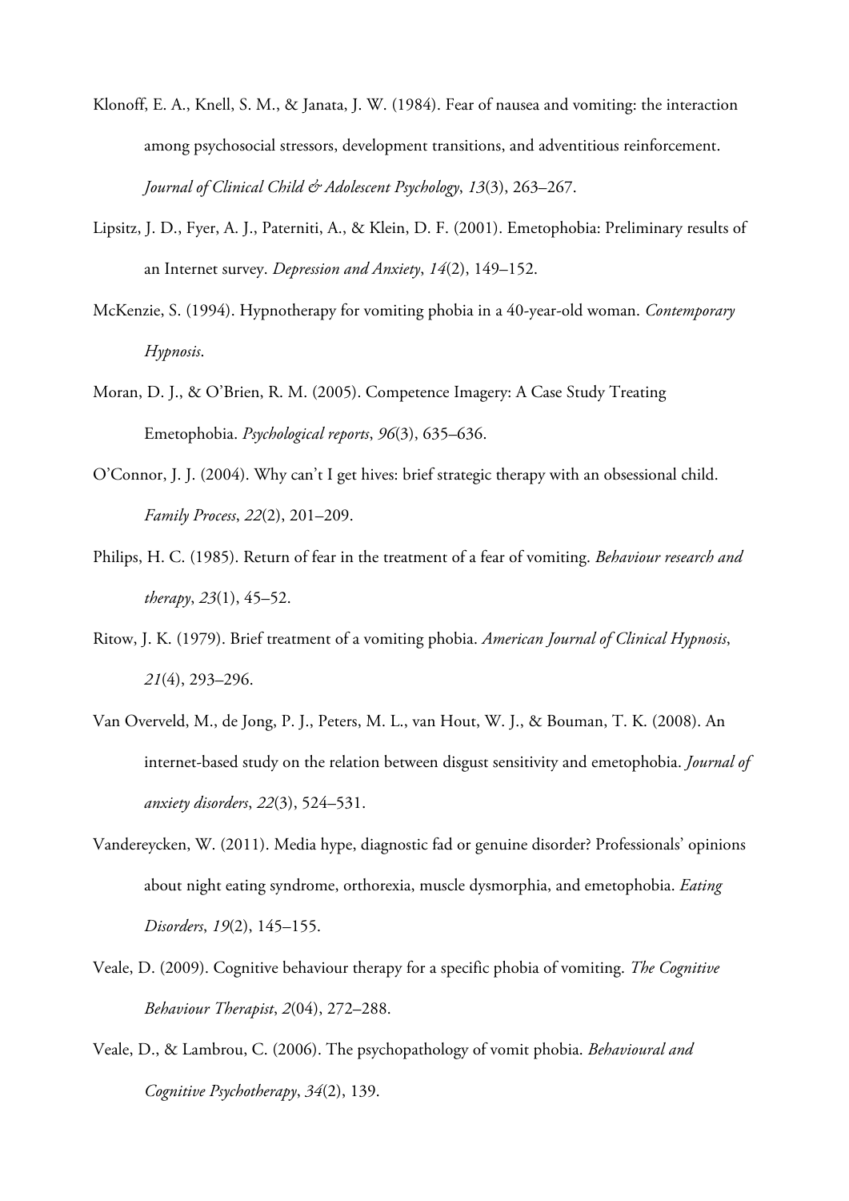Klonoff, E. A., Knell, S. M., & Janata, J. W. (1984). Fear of nausea and vomiting: the interaction among psychosocial stressors, development transitions, and adventitious reinforcement. *Journal of Clinical Child & Adolescent Psychology*, *13*(3), 263–267.

Lipsitz, J. D., Fyer, A. J., Paterniti, A., & Klein, D. F. (2001). Emetophobia: Preliminary results of an Internet survey. *Depression and Anxiety*, *14*(2), 149–152.

McKenzie, S. (1994). Hypnotherapy for vomiting phobia in a 40-year-old woman. *Contemporary Hypnosis*.

Moran, D. J., & O'Brien, R. M. (2005). Competence Imagery: A Case Study Treating Emetophobia. *Psychological reports*, *96*(3), 635–636.

O'Connor, J. J. (2004). Why can't I get hives: brief strategic therapy with an obsessional child. *Family Process*, *22*(2), 201–209.

Philips, H. C. (1985). Return of fear in the treatment of a fear of vomiting. *Behaviour research and therapy*, *23*(1), 45–52.

Ritow, J. K. (1979). Brief treatment of a vomiting phobia. *American Journal of Clinical Hypnosis*, *21*(4), 293–296.

Van Overveld, M., de Jong, P. J., Peters, M. L., van Hout, W. J., & Bouman, T. K. (2008). An internet-based study on the relation between disgust sensitivity and emetophobia. *Journal of anxiety disorders*, *22*(3), 524–531.

Vandereycken, W. (2011). Media hype, diagnostic fad or genuine disorder? Professionals' opinions about night eating syndrome, orthorexia, muscle dysmorphia, and emetophobia. *Eating Disorders*, *19*(2), 145–155.

Veale, D. (2009). Cognitive behaviour therapy for a specific phobia of vomiting. *The Cognitive Behaviour Therapist*, *2*(04), 272–288.

Veale, D., & Lambrou, C. (2006). The psychopathology of vomit phobia. *Behavioural and Cognitive Psychotherapy*, *34*(2), 139.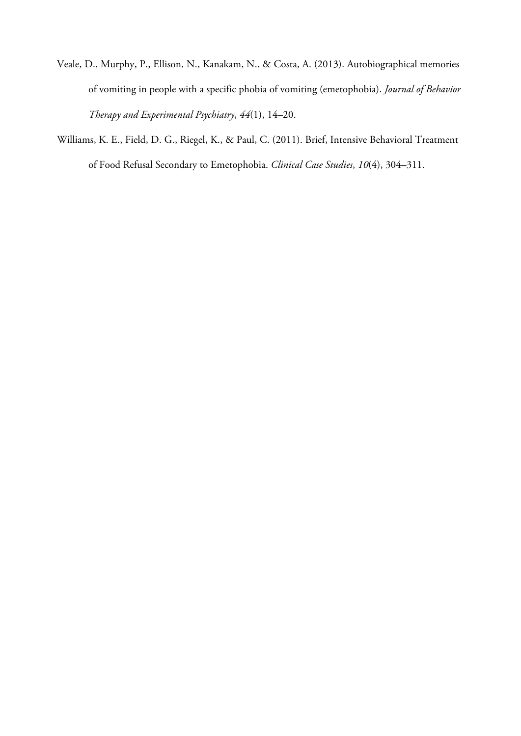Veale, D., Murphy, P., Ellison, N., Kanakam, N., & Costa, A. (2013). Autobiographical memories of vomiting in people with a specific phobia of vomiting (emetophobia). *Journal of Behavior Therapy and Experimental Psychiatry*, *44*(1), 14–20.

Williams, K. E., Field, D. G., Riegel, K., & Paul, C. (2011). Brief, Intensive Behavioral Treatment of Food Refusal Secondary to Emetophobia. *Clinical Case Studies*, *10*(4), 304–311.